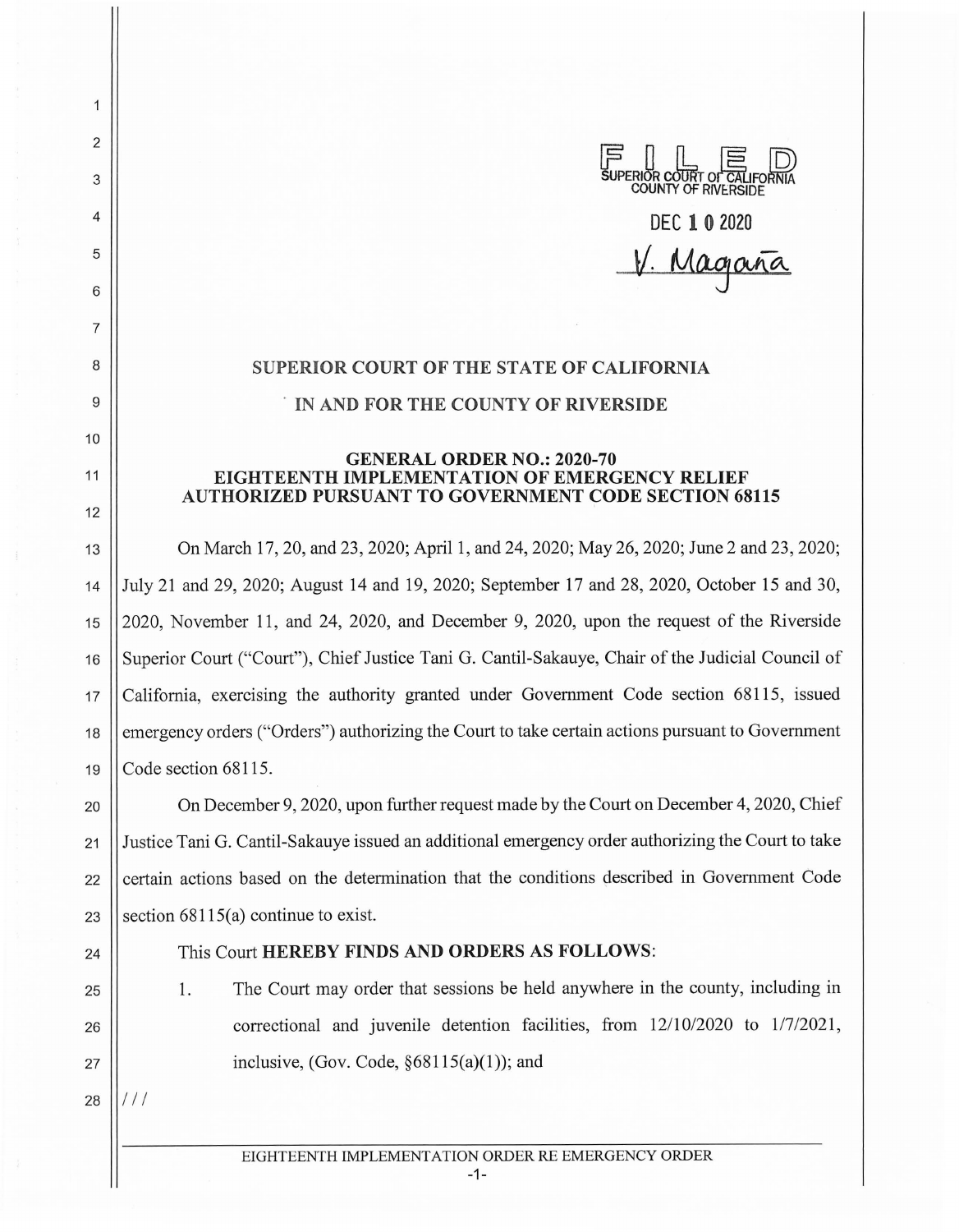FILED
SUPERIOR COURT OF CALIFORNIA
COUNTY OF RIVERSIDE

DEC 10 2020

V. Magaña

**SUPERIOR COURT OF THE STATE OF CALIFORNIA**

**IN AND FOR THE COUNTY OF RIVERSIDE**

**GENERAL ORDER NO.: 2020-70**
**EIGHTEENTH IMPLEMENTATION OF EMERGENCY RELIEF AUTHORIZED PURSUANT TO GOVERNMENT CODE SECTION 68115**

On March 17, 20, and 23, 2020; April 1, and 24, 2020; May 26, 2020; June 2 and 23, 2020; July 21 and 29, 2020; August 14 and 19, 2020; September 17 and 28, 2020, October 15 and 30, 2020, November 11, and 24, 2020, and December 9, 2020, upon the request of the Riverside Superior Court ("Court"), Chief Justice Tani G. Cantil-Sakauye, Chair of the Judicial Council of California, exercising the authority granted under Government Code section 68115, issued emergency orders ("Orders") authorizing the Court to take certain actions pursuant to Government Code section 68115.

On December 9, 2020, upon further request made by the Court on December 4, 2020, Chief Justice Tani G. Cantil-Sakauye issued an additional emergency order authorizing the Court to take certain actions based on the determination that the conditions described in Government Code section 68115(a) continue to exist.

This Court **HEREBY FINDS AND ORDERS AS FOLLOWS**:

1. The Court may order that sessions be held anywhere in the county, including in correctional and juvenile detention facilities, from 12/10/2020 to 1/7/2021, inclusive, (Gov. Code, §68115(a)(1)); and

///

EIGHTEENTH IMPLEMENTATION ORDER RE EMERGENCY ORDER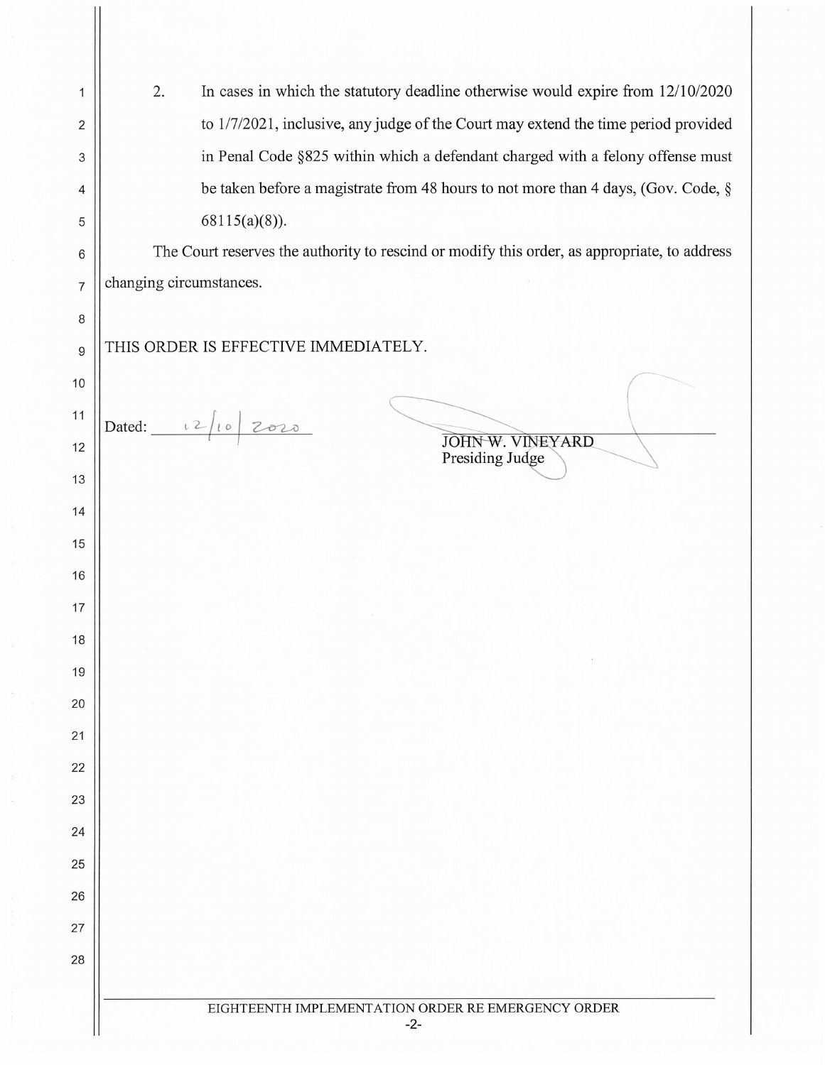2. In cases in which the statutory deadline otherwise would expire from 12/10/2020 to 1/7/2021, inclusive, any judge of the Court may extend the time period provided in Penal Code §825 within which a defendant charged with a felony offense must be taken before a magistrate from 48 hours to not more than 4 days, (Gov. Code, § 68115(a)(8)).

The Court reserves the authority to rescind or modify this order, as appropriate, to address changing circumstances.

THIS ORDER IS EFFECTIVE IMMEDIATELY.

Dated: 12/10/2020

JOHN W. VINEYARD
Presiding Judge

EIGHTEENTH IMPLEMENTATION ORDER RE EMERGENCY ORDER